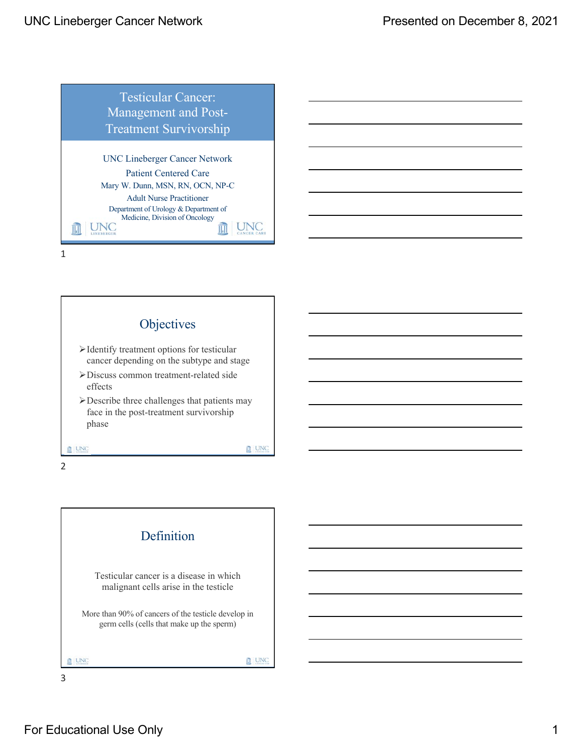# Testicular Cancer: Management and Post-Treatment Survivorship

UNC Lineberger Cancer Network

Patient Centered Care

Mary W. Dunn, MSN, RN, OCN, NP-C

Adult Nurse Practitioner

Department of Urology & Department of Medicine, Division of Oncology

## Objectives

- Identify treatment options for testicular cancer depending on the subtype and stage
- Discuss common treatment-related side effects
- Describe three challenges that patients may face in the post-treatment survivorship phase

## Definition

Testicular cancer is a disease in which malignant cells arise in the testicle

More than 90% of cancers of the testicle develop in germ cells (cells that make up the sperm)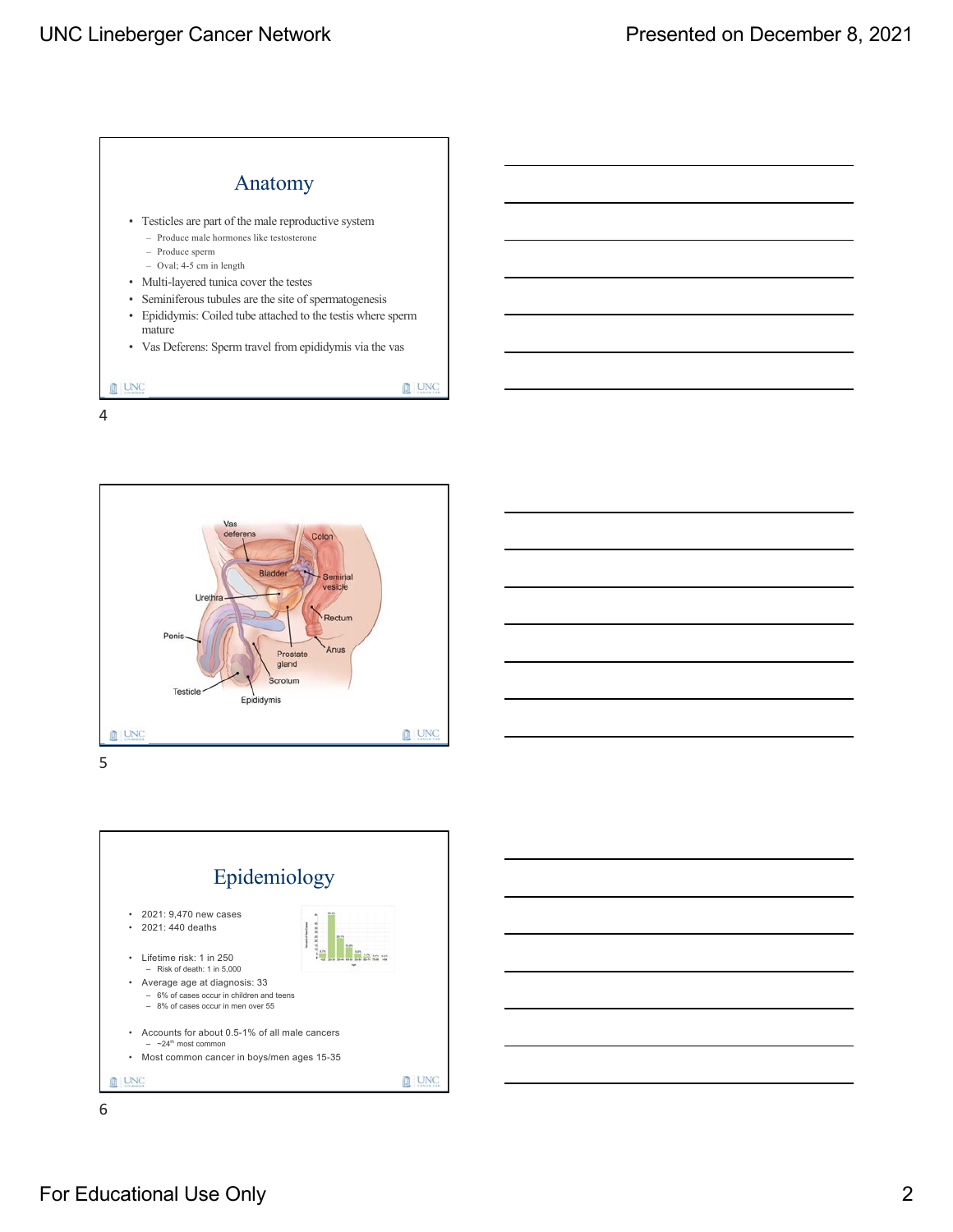## Anatomy

- Testicles are part of the male reproductive system
  - Produce male hormones like testosterone
  - Produce sperm
  - Oval; 4-5 cm in length
- Multi-layered tunica cover the testes
- Seminiferous tubules are the site of spermatogenesis
- Epididymis: Coiled tube attached to the testis where sperm mature
- Vas Deferens: Sperm travel from epididymis via the vas

Vas deferens, Colon, Bladder, Seminal vesicle, Urethra, Rectum, Penis, Anus, Prostate gland, Scrotum, Testicle, Epididymis

## Epidemiology

- 2021: 9,470 new cases
- 2021: 440 deaths
- Lifetime risk: 1 in 250
  - Risk of death: 1 in 5,000
- Average age at diagnosis: 33
  - 6% of cases occur in children and teens
  - 8% of cases occur in men over 55
- Accounts for about 0.5-1% of all male cancers
  - ~24th most common
- Most common cancer in boys/men ages 15-35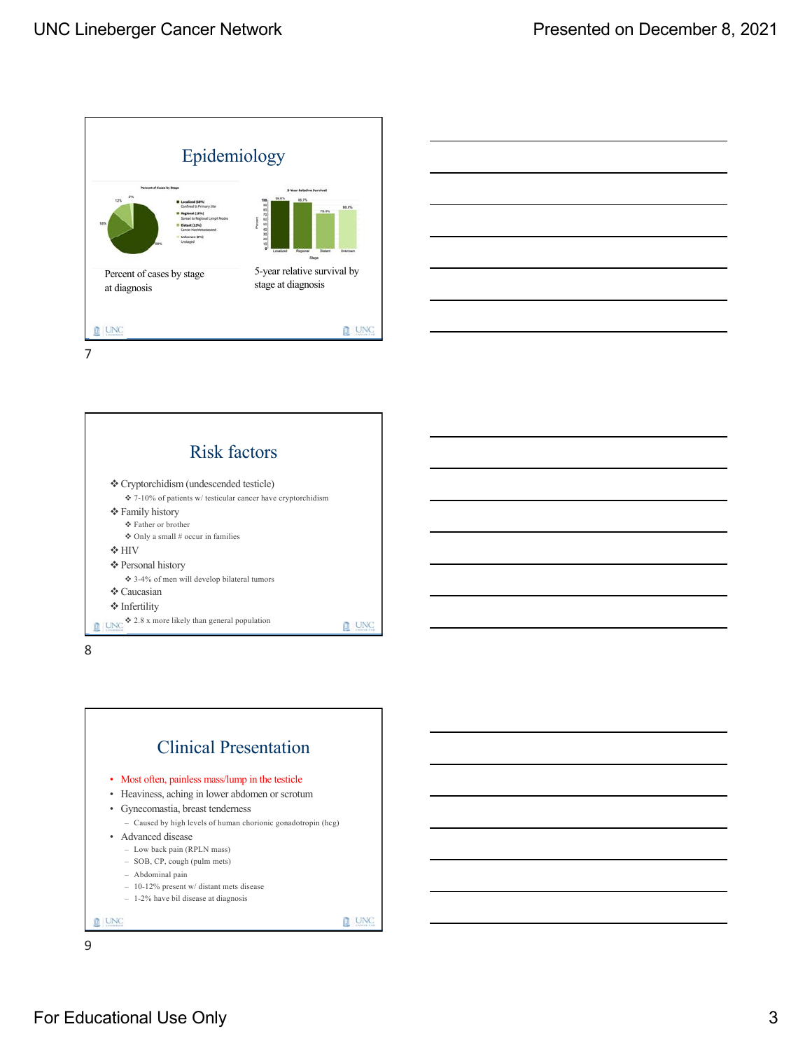## Epidemiology

Percent of Cases by Stage

- Localized (68%) Confined to Primary Site
- Regional (18%) Spread to Regional Lymph Nodes
- Distant (12%) Cancer Has Metastasized
- Unknown (2%) Unstaged

5-Year Relative Survival

| Localized | Regional | Distant | Unknown |
|---|---|---|---|
| 99.0% | 95.7% | 73.4% | 80.1% |

Percent of cases by stage at diagnosis

5-year relative survival by stage at diagnosis

7

## Risk factors

- Cryptorchidism (undescended testicle)
  - 7-10% of patients w/ testicular cancer have cryptorchidism
- Family history
  - Father or brother
  - Only a small # occur in families
- HIV
- Personal history
  - 3-4% of men will develop bilateral tumors
- Caucasian
- Infertility
  - 2.8 x more likely than general population

8

## Clinical Presentation

- Most often, painless mass/lump in the testicle
- Heaviness, aching in lower abdomen or scrotum
- Gynecomastia, breast tenderness
  - Caused by high levels of human chorionic gonadotropin (hcg)
- Advanced disease
  - Low back pain (RPLN mass)
  - SOB, CP, cough (pulm mets)
  - Abdominal pain
  - 10-12% present w/ distant mets disease
  - 1-2% have bil disease at diagnosis

9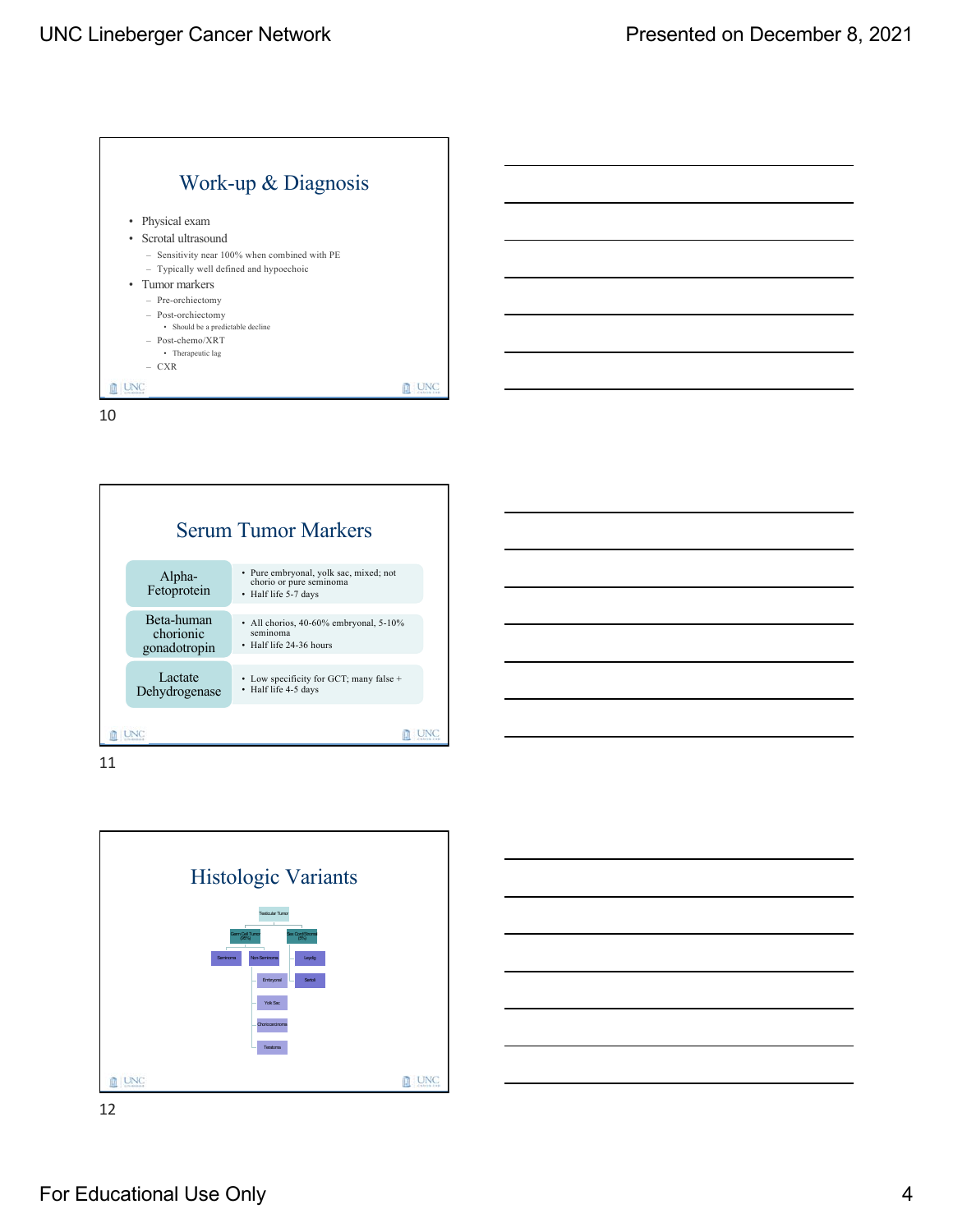## Work-up & Diagnosis

- Physical exam
- Scrotal ultrasound
  - Sensitivity near 100% when combined with PE
  - Typically well defined and hypoechoic
- Tumor markers
  - Pre-orchiectomy
  - Post-orchiectomy
    - Should be a predictable decline
  - Post-chemo/XRT
    - Therapeutic lag
  - CXR

## Serum Tumor Markers

| Marker | Details |
| --- | --- |
| Alpha-Fetoprotein | • Pure embryonal, yolk sac, mixed; not chorio or pure seminoma<br>• Half life 5-7 days |
| Beta-human chorionic gonadotropin | • All chorios, 40-60% embryonal, 5-10% seminoma<br>• Half life 24-36 hours |
| Lactate Dehydrogenase | • Low specificity for GCT; many false +<br>• Half life 4-5 days |

## Histologic Variants

- Testicular Tumor
  - Germ Cell Tumor (95%)
    - Seminoma
    - Non-Seminoma
      - Embryonal
      - Yolk Sac
      - Choriocarcinoma
      - Teratoma
  - Sex Cord/Stromal (5%)
    - Leydig
    - Sertoli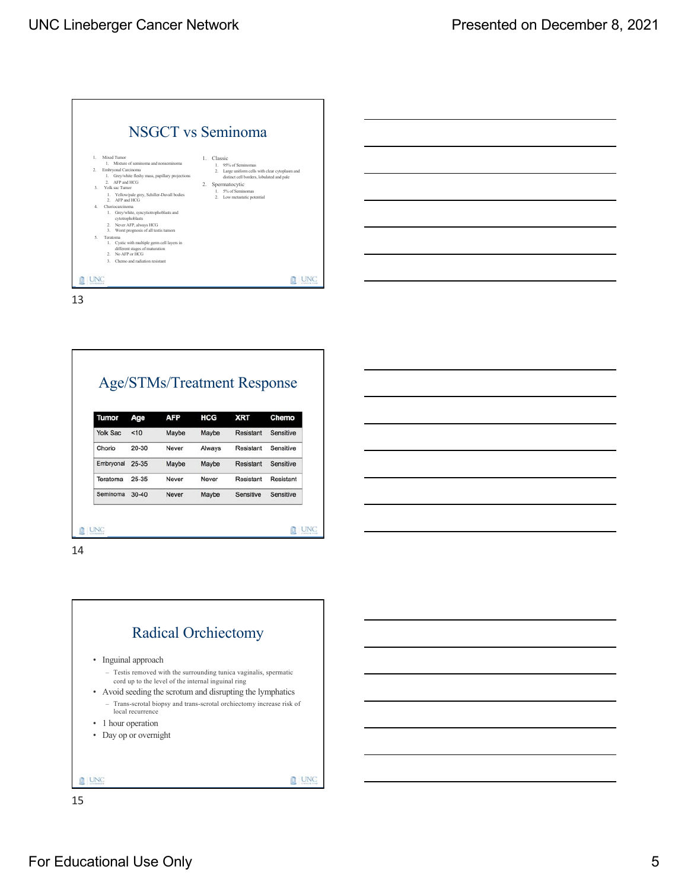## NSGCT vs Seminoma

1. Mixed Tumor
   1. Mixture of seminoma and nonseminoma
2. Embryonal Carcinoma
   1. Grey/white fleshy mass, papillary projections
   2. AFP and HCG
3. Yolk sac Tumor
   1. Yellow/pale grey, Schiller-Duvall bodies
   2. AFP and HCG
4. Choriocarcinoma
   1. Grey/white, syncytiotrophoblasts and cytotrophoblasts
   2. Never AFP, always HCG
   3. Worst prognosis of all testis tumors
5. Teratoma
   1. Cystic with multiple germ cell layers in different stages of maturation
   2. No AFP or HCG
   3. Chemo and radiation resistant

1. Classic
   1. 95% of Seminomas
   2. Large uniform cells with clear cytoplasm and distinct cell borders, lobulated and pale
2. Spermatocytic
   1. 5% of Seminomas
   2. Low metastatic potential

13

## Age/STMs/Treatment Response

| Tumor | Age | AFP | HCG | XRT | Chemo |
|---|---|---|---|---|---|
| Yolk Sac | <10 | Maybe | Maybe | Resistant | Sensitive |
| Chorio | 20-30 | Never | Always | Resistant | Sensitive |
| Embryonal | 25-35 | Maybe | Maybe | Resistant | Sensitive |
| Teratoma | 25-35 | Never | Never | Resistant | Resistant |
| Seminoma | 30-40 | Never | Maybe | Sensitive | Sensitive |

14

## Radical Orchiectomy

- Inguinal approach
  - Testis removed with the surrounding tunica vaginalis, spermatic cord up to the level of the internal inguinal ring
- Avoid seeding the scrotum and disrupting the lymphatics
  - Trans-scrotal biopsy and trans-scrotal orchiectomy increase risk of local recurrence
- 1 hour operation
- Day op or overnight

15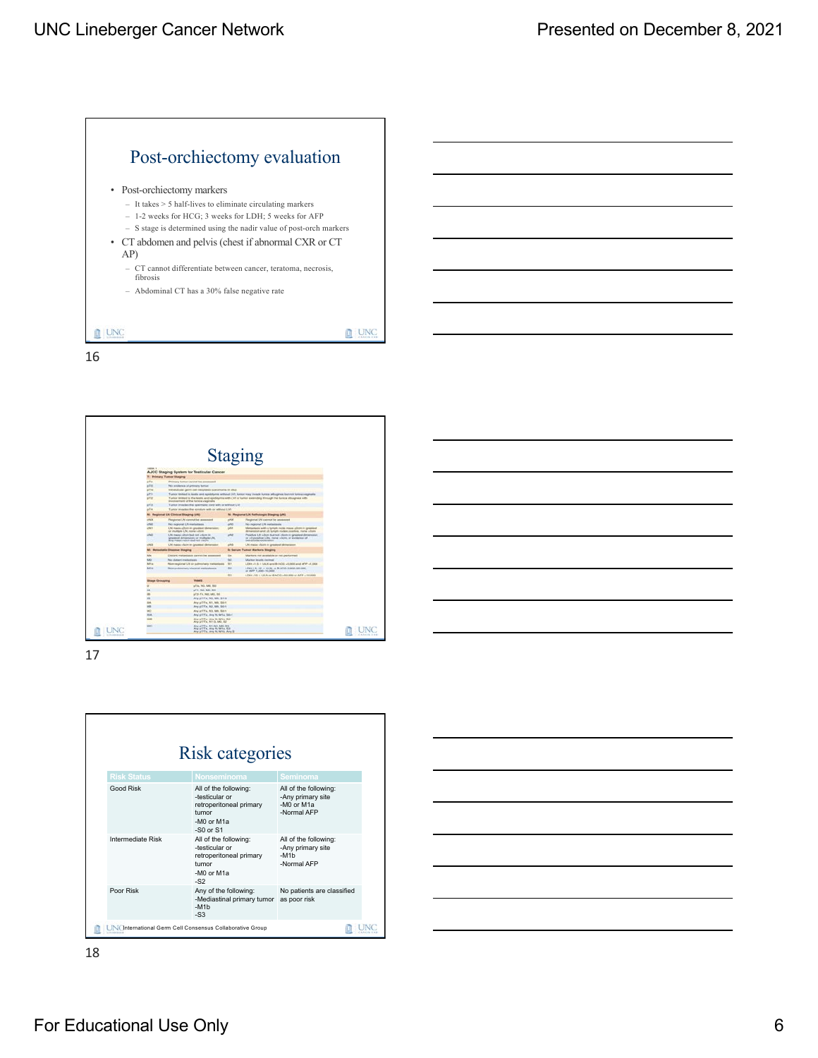## Post-orchiectomy evaluation

- Post-orchiectomy markers
  - It takes > 5 half-lives to eliminate circulating markers
  - 1-2 weeks for HCG; 3 weeks for LDH; 5 weeks for AFP
  - S stage is determined using the nadir value of post-orch markers
- CT abdomen and pelvis (chest if abnormal CXR or CT AP)
  - CT cannot differentiate between cancer, teratoma, necrosis, fibrosis
  - Abdominal CT has a 30% false negative rate

## Staging

AJCC Staging System for Testicular Cancer

## Risk categories

| Risk Status | Nonseminoma | Seminoma |
|---|---|---|
| Good Risk | All of the following:<br>-testicular or retroperitoneal primary tumor<br>-M0 or M1a<br>-S0 or S1 | All of the following:<br>-Any primary site<br>-M0 or M1a<br>-Normal AFP |
| Intermediate Risk | All of the following:<br>-testicular or retroperitoneal primary tumor<br>-M0 or M1a<br>-S2 | All of the following:<br>-Any primary site<br>-M1b<br>-Normal AFP |
| Poor Risk | Any of the following:<br>-Mediastinal primary tumor<br>-M1b<br>-S3 | No patients are classified as poor risk |

International Germ Cell Consensus Collaborative Group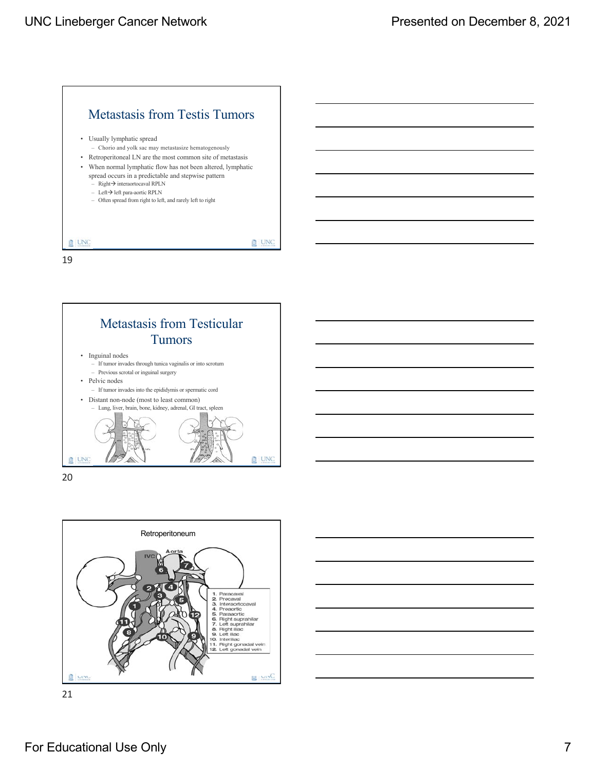## Metastasis from Testis Tumors

- Usually lymphatic spread
  - Chorio and yolk sac may metastasize hematogenously
- Retroperitoneal LN are the most common site of metastasis
- When normal lymphatic flow has not been altered, lymphatic spread occurs in a predictable and stepwise pattern
  - Right→ interaortocaval RPLN
  - Left→ left para-aortic RPLN
  - Often spread from right to left, and rarely left to right

19

## Metastasis from Testicular Tumors

- Inguinal nodes
  - If tumor invades through tunica vaginalis or into scrotum
  - Previous scrotal or inguinal surgery
- Pelvic nodes
  - If tumor invades into the epididymis or spermatic cord
- Distant non-node (most to least common)
  - Lung, liver, brain, bone, kidney, adrenal, GI tract, spleen

20

## Retroperitoneum

1. Paracaval
2. Precaval
3. Interaortocaval
4. Preaortic
5. Paraaortic
6. Right suprahilar
7. Left suprahilar
8. Right iliac
9. Left iliac
10. Interiliac
11. Right gonadal vein
12. Left gonadal vein

21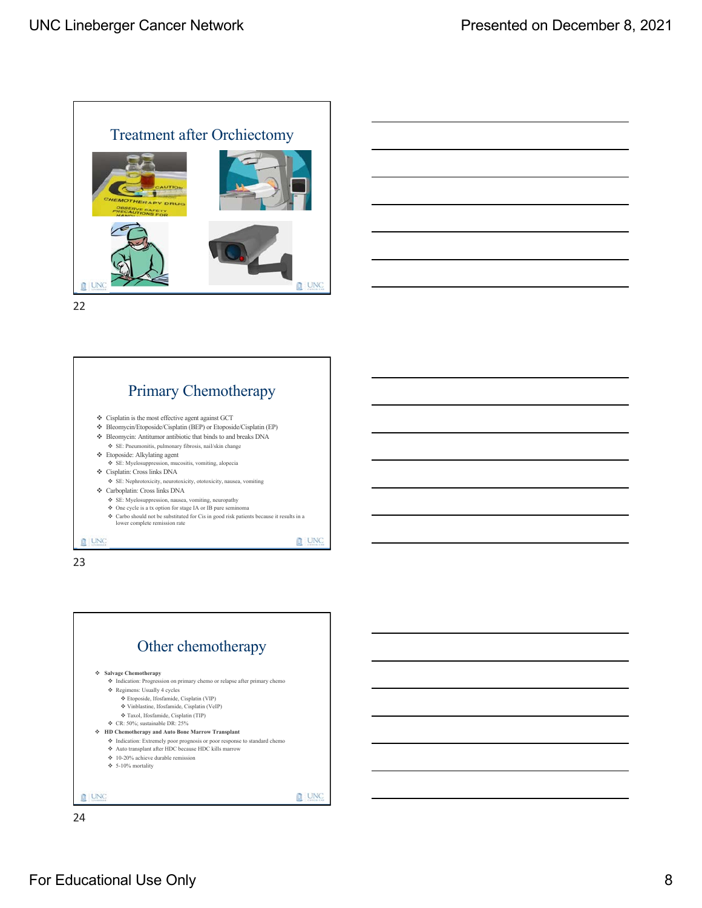## Treatment after Orchiectomy

## Primary Chemotherapy

- Cisplatin is the most effective agent against GCT
- Bleomycin/Etoposide/Cisplatin (BEP) or Etoposide/Cisplatin (EP)
- Bleomycin: Antitumor antibiotic that binds to and breaks DNA
  - SE: Pneumonitis, pulmonary fibrosis, nail/skin change
- Etoposide: Alkylating agent
  - SE: Myelosuppression, mucositis, vomiting, alopecia
- Cisplatin: Cross links DNA
  - SE: Nephrotoxicity, neurotoxicity, ototoxicity, nausea, vomiting
- Carboplatin: Cross links DNA
  - SE: Myelosuppression, nausea, vomiting, neuropathy
  - One cycle is a tx option for stage IA or IB pure seminoma
  - Carbo should not be substituted for Cis in good risk patients because it results in a lower complete remission rate

## Other chemotherapy

- **Salvage Chemotherapy**
  - Indication: Progression on primary chemo or relapse after primary chemo
  - Regimens: Usually 4 cycles
    - Etoposide, Ifosfamide, Cisplatin (VIP)
    - Vinblastine, Ifosfamide, Cisplatin (VeIP)
    - Taxol, Ifosfamide, Cisplatin (TIP)
  - CR: 50%; sustainable DR: 25%
- **HD Chemotherapy and Auto Bone Marrow Transplant**
  - Indication: Extremely poor prognosis or poor response to standard chemo
  - Auto transplant after HDC because HDC kills marrow
  - 10-20% achieve durable remission
  - 5-10% mortality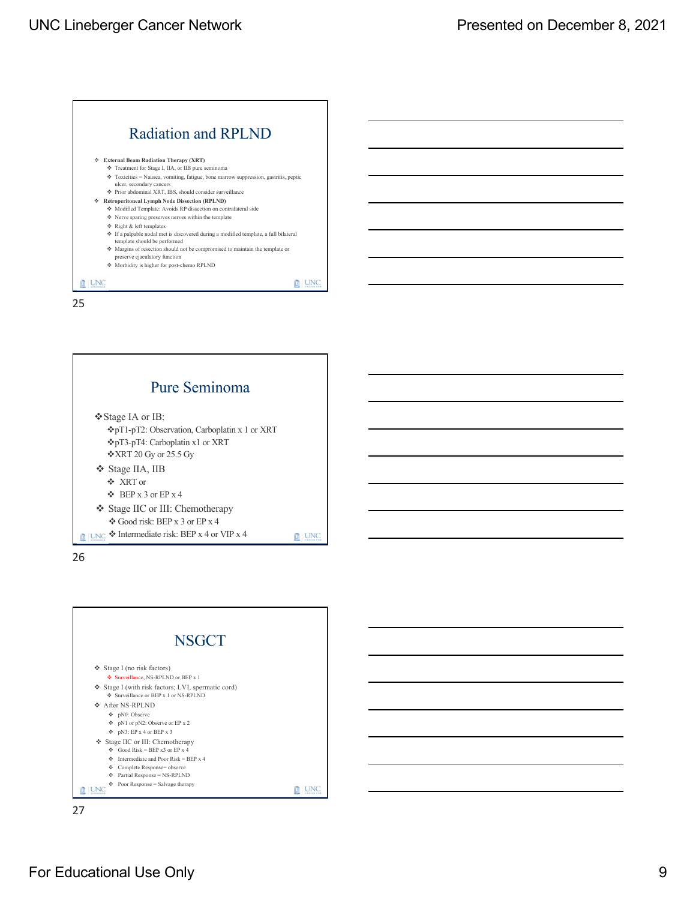## Radiation and RPLND

- **External Beam Radiation Therapy (XRT)**
  - Treatment for Stage I, IIA, or IIB pure seminoma
  - Toxicities = Nausea, vomiting, fatigue, bone marrow suppression, gastritis, peptic ulcer, secondary cancers
  - Prior abdominal XRT, IBS, should consider surveillance
- **Retroperitoneal Lymph Node Dissection (RPLND)**
  - Modified Template: Avoids RP dissection on contralateral side
  - Nerve sparing preserves nerves within the template
  - Right & left templates
  - If a palpable nodal met is discovered during a modified template, a full bilateral template should be performed
  - Margins of resection should not be compromised to maintain the template or preserve ejaculatory function
  - Morbidity is higher for post-chemo RPLND

## Pure Seminoma

- Stage IA or IB:
  - pT1-pT2: Observation, Carboplatin x 1 or XRT
  - pT3-pT4: Carboplatin x1 or XRT
  - XRT 20 Gy or 25.5 Gy
- Stage IIA, IIB
  - XRT or
  - BEP x 3 or EP x 4
- Stage IIC or III: Chemotherapy
  - Good risk: BEP x 3 or EP x 4
  - Intermediate risk: BEP x 4 or VIP x 4

## NSGCT

- Stage I (no risk factors)
  - Surveillance, NS-RPLND or BEP x 1
- Stage I (with risk factors; LVI, spermatic cord)
  - Surveillance or BEP x 1 or NS-RPLND
- After NS-RPLND
  - pN0: Observe
  - pN1 or pN2: Observe or EP x 2
  - pN3: EP x 4 or BEP x 3
- Stage IIC or III: Chemotherapy
  - Good Risk = BEP x3 or EP x 4
  - Intermediate and Poor Risk = BEP x 4
  - Complete Response= observe
  - Partial Response = NS-RPLND
  - Poor Response = Salvage therapy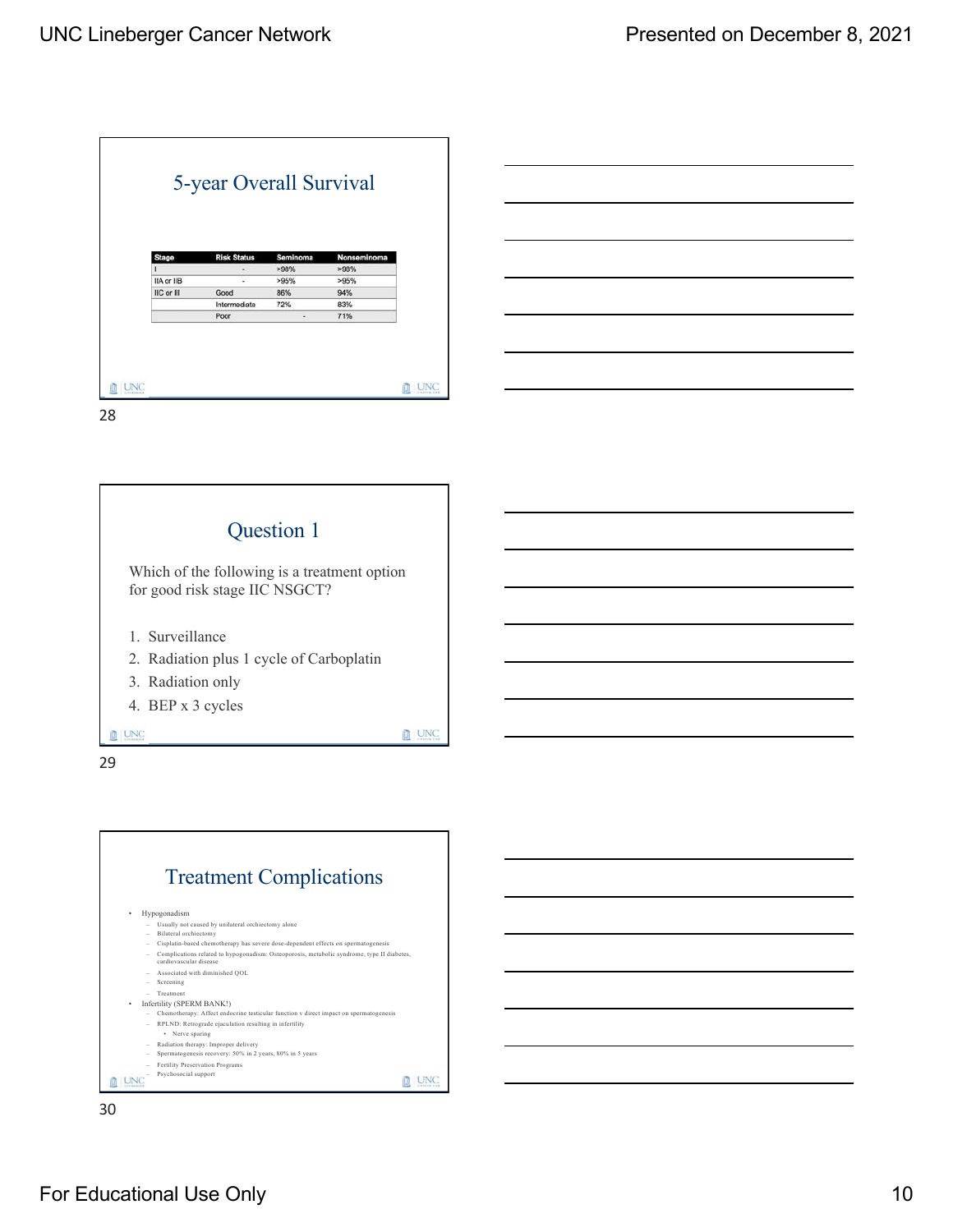## 5-year Overall Survival

| Stage | Risk Status | Seminoma | Nonseminoma |
|---|---|---|---|
| I | - | >98% | >98% |
| IIA or IIB | - | >95% | >95% |
| IIC or III | Good | 86% | 94% |
| | Intermediate | 72% | 83% |
| | Poor | - | 71% |

## Question 1

Which of the following is a treatment option for good risk stage IIC NSGCT?

1. Surveillance
2. Radiation plus 1 cycle of Carboplatin
3. Radiation only
4. BEP x 3 cycles

## Treatment Complications

- Hypogonadism
  - Usually not caused by unilateral orchiectomy alone
  - Bilateral orchiectomy
  - Cisplatin-based chemotherapy has severe dose-dependent effects on spermatogenesis
  - Complications related to hypogonadism: Osteoporosis, metabolic syndrome, type II diabetes, cardiovascular disease
  - Associated with diminished QOL
  - Screening
  - Treatment
- Infertility (SPERM BANK!)
  - Chemotherapy: Affect endocrine testicular function v direct impact on spermatogenesis
  - RPLND: Retrograde ejaculation resulting in infertility
    - Nerve sparing
  - Radiation therapy: Improper delivery
  - Spermatogenesis recovery: 50% in 2 years, 80% in 5 years
  - Fertility Preservation Programs
  - Psychosocial support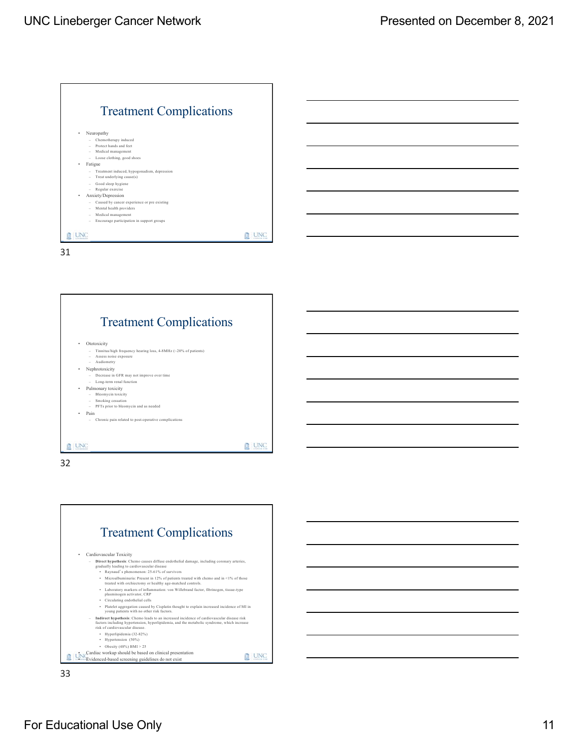## Treatment Complications

- Neuropathy
  - Chemotherapy induced
  - Protect hands and feet
  - Medical management
  - Loose clothing, good shoes
- Fatigue
  - Treatment induced, hypogonadism, depression
  - Treat underlying cause(s)
  - Good sleep hygiene
  - Regular exercise
- Anxiety/Depression
  - Caused by cancer experience or pre existing
  - Mental health providers
  - Medical management
  - Encourage participation in support groups

## Treatment Complications

- Ototoxicity
  - Tinnitus/high frequency hearing loss, 4-8MHz (~20% of patients)
  - Assess noise exposure
  - Audiometry
- Nephrotoxicity
  - Decrease in GFR may not improve over time
  - Long-term renal function
- Pulmonary toxicity
  - Bleomycin toxicity
  - Smoking cessation
  - PFTs prior to bleomycin and as needed
- Pain
  - Chronic pain related to post-operative complications

## Treatment Complications

- Cardiovascular Toxicity
  - **Direct hypothesis**: Chemo causes diffuse endothelial damage, including coronary arteries, gradually leading to cardiovascular disease
    - Raynaud's phenomenon: 25-61% of survivors
    - Microalbuminuria: Present in 12% of patients treated with chemo and in <1% of those treated with orchiectomy or healthy age-matched controls.
    - Laboratory markers of inflammation: von Willebrand factor, fibrinogen, tissue-type plasminogen activator, CRP
    - Circulating endothelial cells
    - Platelet aggregation caused by Cisplatin thought to explain increased incidence of MI in young patients with no other risk factors.
  - **Indirect hypothesis**: Chemo leads to an increased incidence of cardiovascular disease risk factors including hypertension, hyperlipidemia, and the metabolic syndrome, which increase risk of cardiovascular disease.
    - Hyperlipidemia (32-82%)
    - Hypertension (50%)
    - Obesity (48%) BMI > 25
- Cardiac workup should be based on clinical presentation
- Evidenced-based screening guidelines do not exist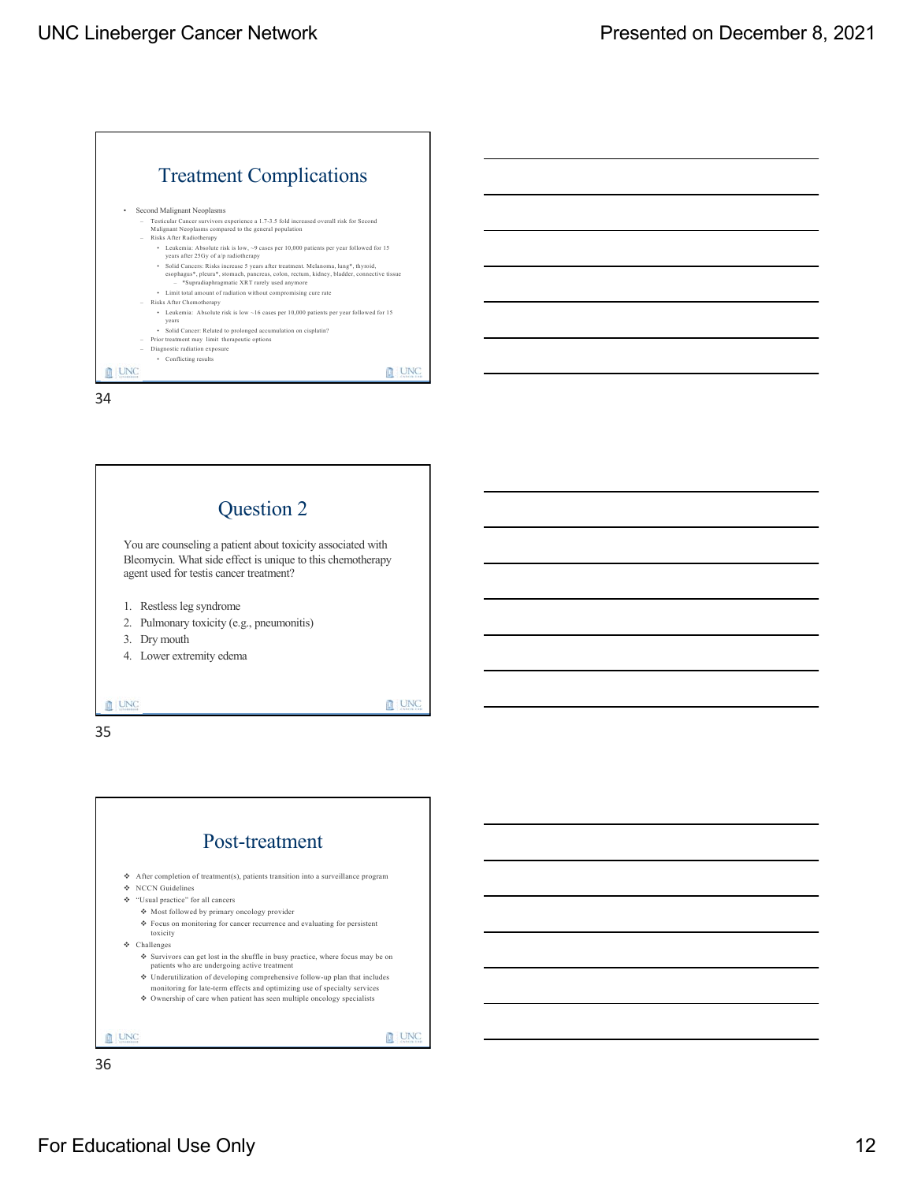## Treatment Complications

- Second Malignant Neoplasms
  - Testicular Cancer survivors experience a 1.7-3.5 fold increased overall risk for Second Malignant Neoplasms compared to the general population
  - Risks After Radiotherapy
    - Leukemia: Absolute risk is low, ~9 cases per 10,000 patients per year followed for 15 years after 25Gy of a/p radiotherapy
    - Solid Cancers: Risks increase 5 years after treatment. Melanoma, lung*, thyroid, esophagus*, pleura*, stomach, pancreas, colon, rectum, kidney, bladder, connective tissue
      - *Supradiaphragmatic XRT rarely used anymore
    - Limit total amount of radiation without compromising cure rate
  - Risks After Chemotherapy
    - Leukemia: Absolute risk is low ~16 cases per 10,000 patients per year followed for 15 years
    - Solid Cancer: Related to prolonged accumulation on cisplatin?
  - Prior treatment may limit therapeutic options
  - Diagnostic radiation exposure
    - Conflicting results

## Question 2

You are counseling a patient about toxicity associated with Bleomycin. What side effect is unique to this chemotherapy agent used for testis cancer treatment?

1. Restless leg syndrome
2. Pulmonary toxicity (e.g., pneumonitis)
3. Dry mouth
4. Lower extremity edema

## Post-treatment

- After completion of treatment(s), patients transition into a surveillance program
- NCCN Guidelines
- "Usual practice" for all cancers
  - Most followed by primary oncology provider
  - Focus on monitoring for cancer recurrence and evaluating for persistent toxicity
- Challenges
  - Survivors can get lost in the shuffle in busy practice, where focus may be on patients who are undergoing active treatment
  - Underutilization of developing comprehensive follow-up plan that includes monitoring for late-term effects and optimizing use of specialty services
  - Ownership of care when patient has seen multiple oncology specialists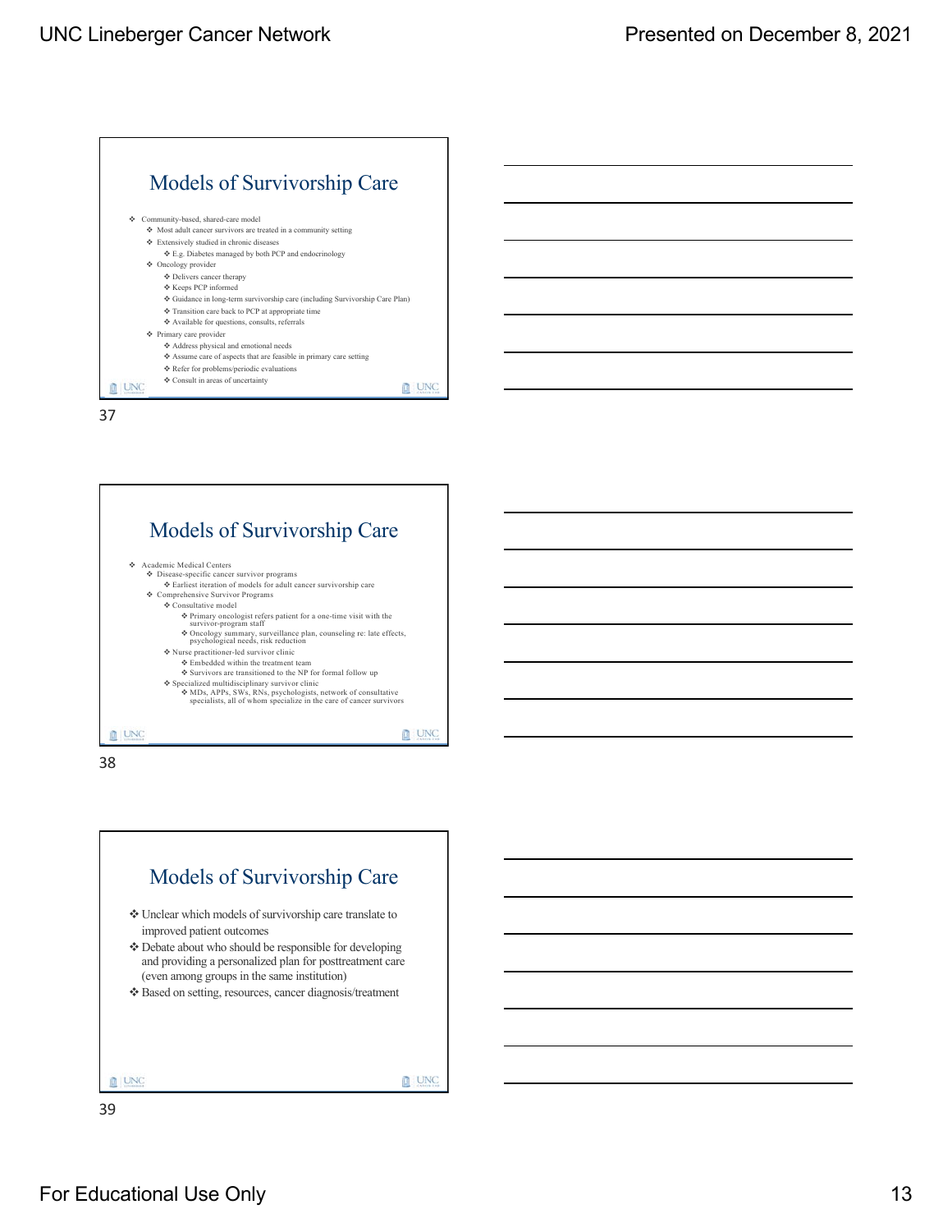## Models of Survivorship Care

- Community-based, shared-care model
  - Most adult cancer survivors are treated in a community setting
  - Extensively studied in chronic diseases
    - E.g. Diabetes managed by both PCP and endocrinology
  - Oncology provider
    - Delivers cancer therapy
    - Keeps PCP informed
    - Guidance in long-term survivorship care (including Survivorship Care Plan)
    - Transition care back to PCP at appropriate time
    - Available for questions, consults, referrals
  - Primary care provider
    - Address physical and emotional needs
    - Assume care of aspects that are feasible in primary care setting
    - Refer for problems/periodic evaluations
    - Consult in areas of uncertainty

## Models of Survivorship Care

- Academic Medical Centers
  - Disease-specific cancer survivor programs
    - Earliest iteration of models for adult cancer survivorship care
  - Comprehensive Survivor Programs
    - Consultative model
      - Primary oncologist refers patient for a one-time visit with the survivor-program staff
      - Oncology summary, surveillance plan, counseling re: late effects, psychological needs, risk reduction
    - Nurse practitioner-led survivor clinic
      - Embedded within the treatment team
      - Survivors are transitioned to the NP for formal follow up
    - Specialized multidisciplinary survivor clinic
      - MDs, APPs, SWs, RNs, psychologists, network of consultative specialists, all of whom specialize in the care of cancer survivors

## Models of Survivorship Care

- Unclear which models of survivorship care translate to improved patient outcomes
- Debate about who should be responsible for developing and providing a personalized plan for posttreatment care (even among groups in the same institution)
- Based on setting, resources, cancer diagnosis/treatment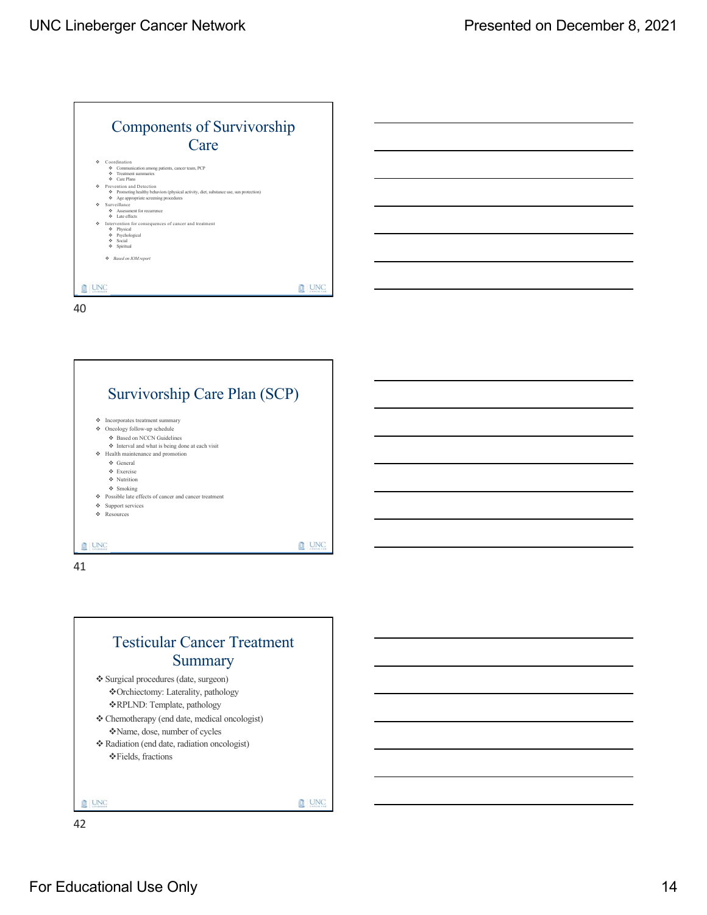## Components of Survivorship Care

- Coordination
  - Communication among patients, cancer team, PCP
  - Treatment summaries
  - Care Plans
- Prevention and Detection
  - Promoting healthy behaviors (physical activity, diet, substance use, sun protection)
  - Age appropriate screening procedures
- Surveillance
  - Assessment for recurrence
  - Late effects
- Intervention for consequences of cancer and treatment
  - Physical
  - Psychological
  - Social
  - Spiritual

  - *Based on IOM report*

## Survivorship Care Plan (SCP)

- Incorporates treatment summary
- Oncology follow-up schedule
  - Based on NCCN Guidelines
  - Interval and what is being done at each visit
- Health maintenance and promotion
  - General
  - Exercise
  - Nutrition
  - Smoking
- Possible late effects of cancer and cancer treatment
- Support services
- Resources

## Testicular Cancer Treatment Summary

- Surgical procedures (date, surgeon)
  - Orchiectomy: Laterality, pathology
  - RPLND: Template, pathology
- Chemotherapy (end date, medical oncologist)
  - Name, dose, number of cycles
- Radiation (end date, radiation oncologist)
  - Fields, fractions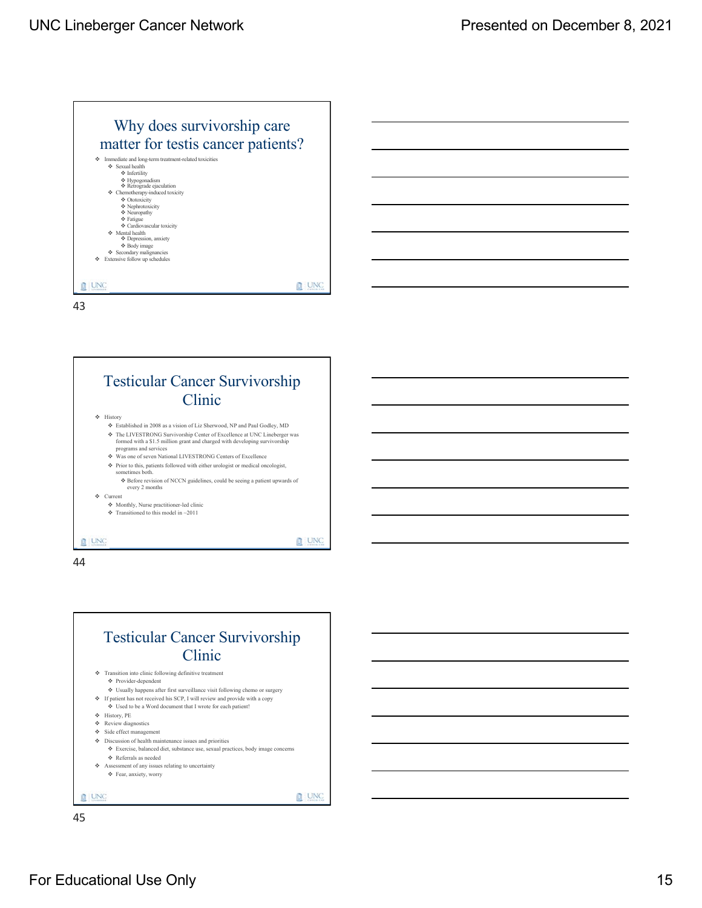## Why does survivorship care matter for testis cancer patients?

- Immediate and long-term treatment-related toxicities
  - Sexual health
    - Infertility
    - Hypogonadism
    - Retrograde ejaculation
  - Chemotherapy-induced toxicity
    - Ototoxicity
    - Nephrotoxicity
    - Neuropathy
    - Fatigue
    - Cardiovascular toxicity
  - Mental health
    - Depression, anxiety
    - Body image
  - Secondary malignancies
- Extensive follow up schedules

43

## Testicular Cancer Survivorship Clinic

- History
  - Established in 2008 as a vision of Liz Sherwood, NP and Paul Godley, MD
  - The LIVESTRONG Survivorship Center of Excellence at UNC Lineberger was formed with a $1.5 million grant and charged with developing survivorship programs and services
  - Was one of seven National LIVESTRONG Centers of Excellence
  - Prior to this, patients followed with either urologist or medical oncologist, sometimes both.
    - Before revision of NCCN guidelines, could be seeing a patient upwards of every 2 months
- Current
  - Monthly, Nurse practitioner-led clinic
  - Transitioned to this model in ~2011

44

## Testicular Cancer Survivorship Clinic

- Transition into clinic following definitive treatment
  - Provider-dependent
  - Usually happens after first surveillance visit following chemo or surgery
- If patient has not received his SCP, I will review and provide with a copy
  - Used to be a Word document that I wrote for each patient!
- History, PE
- Review diagnostics
- Side effect management
- Discussion of health maintenance issues and priorities
  - Exercise, balanced diet, substance use, sexual practices, body image concerns
  - Referrals as needed
- Assessment of any issues relating to uncertainty
  - Fear, anxiety, worry

45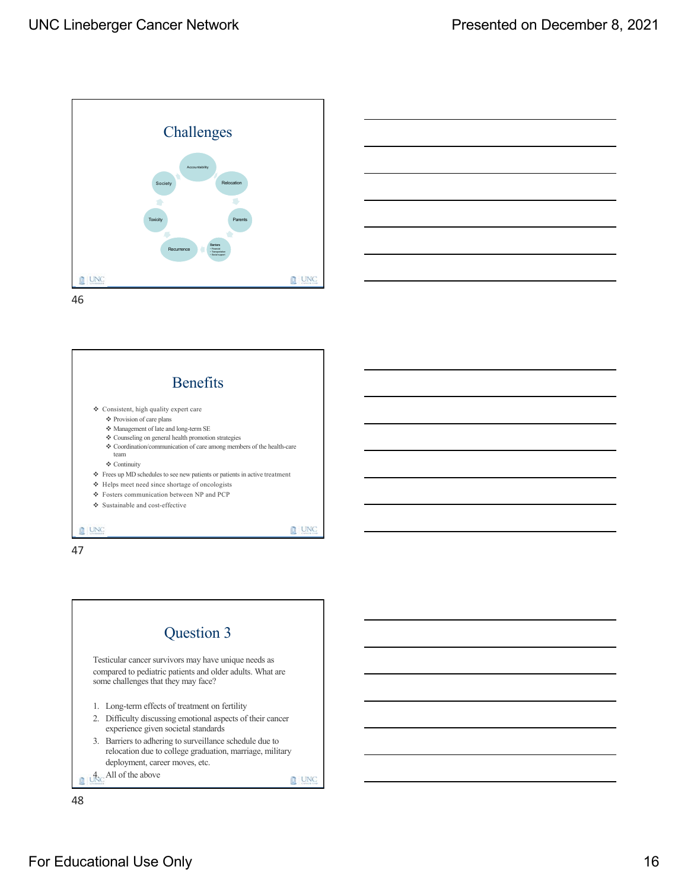## Challenges

- Accountability
- Relocation
- Parents
- Barriers
  - Financial
  - Transportation
  - Social support
- Recurrence
- Toxicity
- Society

46

## Benefits

- Consistent, high quality expert care
  - Provision of care plans
  - Management of late and long-term SE
  - Counseling on general health promotion strategies
  - Coordination/communication of care among members of the health-care team
  - Continuity
- Frees up MD schedules to see new patients or patients in active treatment
- Helps meet need since shortage of oncologists
- Fosters communication between NP and PCP
- Sustainable and cost-effective

47

## Question 3

Testicular cancer survivors may have unique needs as compared to pediatric patients and older adults. What are some challenges that they may face?

1. Long-term effects of treatment on fertility
2. Difficulty discussing emotional aspects of their cancer experience given societal standards
3. Barriers to adhering to surveillance schedule due to relocation due to college graduation, marriage, military deployment, career moves, etc.
4. All of the above

48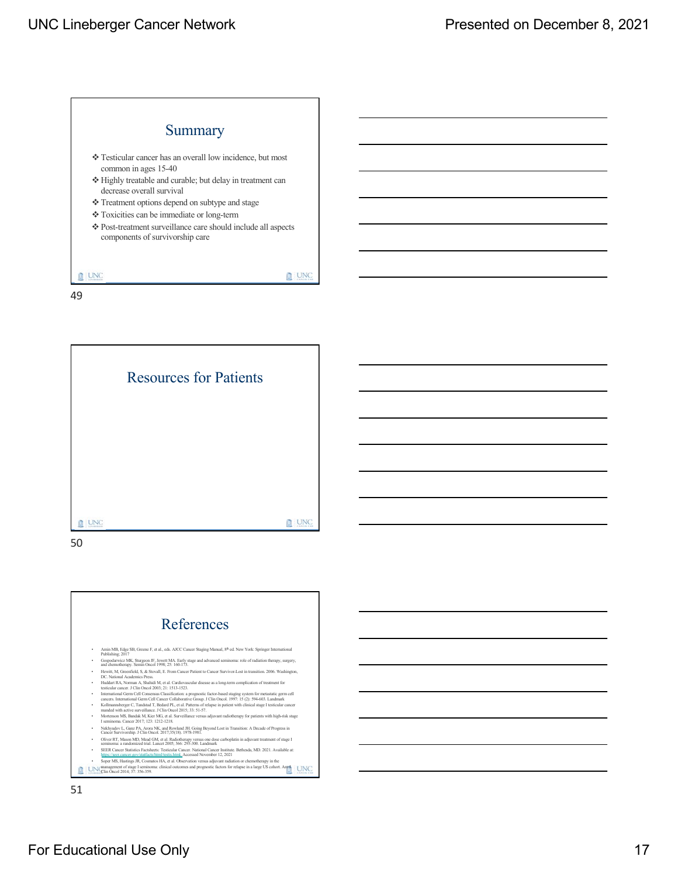## Summary

- Testicular cancer has an overall low incidence, but most common in ages 15-40
- Highly treatable and curable; but delay in treatment can decrease overall survival
- Treatment options depend on subtype and stage
- Toxicities can be immediate or long-term
- Post-treatment surveillance care should include all aspects components of survivorship care

## Resources for Patients

## References

- Amin MB, Edge SB, Greene F, et al., eds. AJCC Cancer Staging Manual, 8th ed. New York: Springer International Publishing; 2017
- Gospodarwicz MK, Sturgeon JF, Jewett MA. Early stage and advanced seminoma: role of radiation therapy, surgery, and chemotherapy. Semin Oncol 1998; 25: 160-173.
- Hewitt, M, Greenfield, S, & Stovall, E. From Cancer Patient to Cancer Survivor-Lost in transition. 2006. Washington, DC. National Academies Press.
- Huddart RA, Norman A, Shahidi M, et al. Cardiovascular disease as a long-term complication of treatment for testicular cancer. J Clin Oncol 2003; 21: 1513-1523.
- International Germ Cell Consensus Classification: a prognostic factor-based staging system for metastatic germ cell cancers. International Germ Cell Cancer Collaborative Group. J Clin Oncol. 1997: 15 (2): 594-603. Landmark
- Kollmannsberger C, Tandstad T, Bedard PL, et al. Patterns of relapse in patient with clinical stage I testicular cancer manded with active surveillance. J Clin Oncol 2015; 33: 51-57.
- Mortenson MS, Bandak M, Kier MG, et al. Surveillance versus adjuvant radiotherapy for patients with high-risk stage I seminoma. Cancer 2017; 123: 1212-1218.
- Nekhyudov L, Ganz PA, Arora NK, and Rowland JH. Going Beyond Lost in Transition: A Decade of Progress in Cancer Survivorship. J Clin Oncol. 2017;35(18). 1978-1981.
- Oliver RT, Mason MD, Mead GM, et al. Radiotherapy versus one dose carboplatin in adjuvant treatment of stage I seminoma: a randomized trial. Lancet 2005; 366: 293-300. Landmark
- SEER Cancer Statistics Factsheets: Testicular Cancer. National Cancer Institute. Bethesda, MD. 2021. Available at: https://seer.cancer.gov/statfacts/html/testis.html. Accessed November 12, 2021
- Soper MS, Hastings JR, Cosmatos HA, et al. Observation versus adjuvant radiation or chemotherapy in the management of stage I seminoma: clinical outcomes and prognostic factors for relapse in a large US cohort. Am J Clin Oncol 2014; 37: 356-359.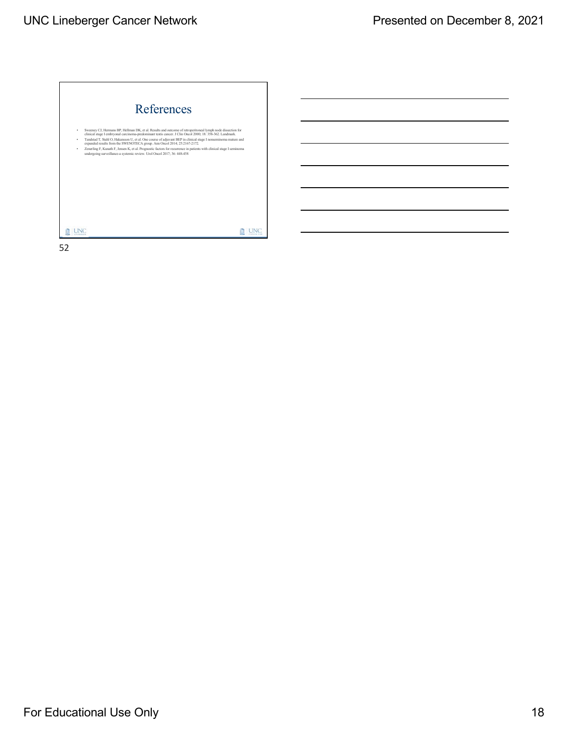# References

- Sweeney CJ, Hermans BP, Hellman DK, et al. Results and outcome of retroperitoneal lymph node dissection for clinical stage I embryonal carcinoma-predominant testis cancer. J Clin Oncol 2000; 18: 358-362. Landmark.
- Tandstad T, Stahl O, Hakansson U, et al. One course of adjuvant BEP in clinical stage I nonseminoma mature and expanded results from the SWENOTECA group. Ann Oncol 2014; 25:2167-2172.
- Zenerling F, Kunath F, Jensen K, et al. Prognostic factors for recurrence in patients with clinical stage I seminoma undergoing surveillance-a systemic review. Urol Oncol 2017; 36: 448-458

52